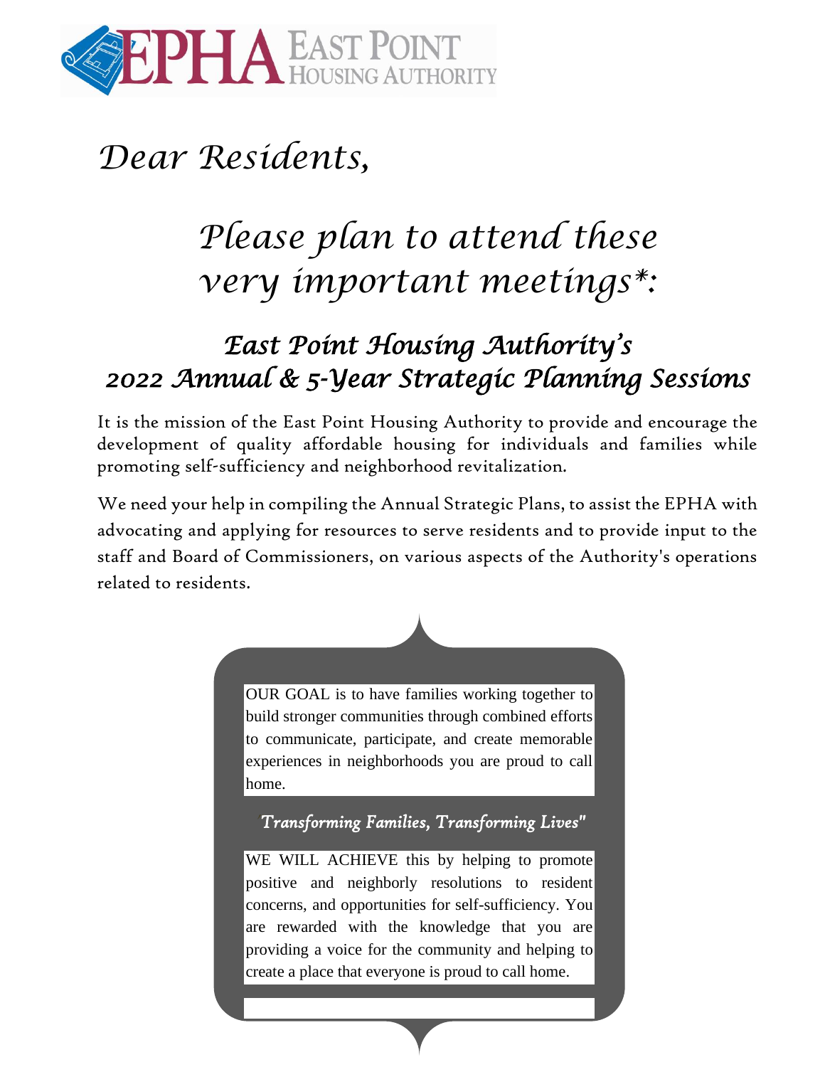EPHA EAST POINT HOUSING AUTHORITY

*Dear Residents,*

# *Please plan to attend these very important meetings*:*

## *East Point Housing Authority's 2022 Annual & 5-Year Strategic Planning Sessions*

It is the mission of the East Point Housing Authority to provide and encourage the development of quality affordable housing for individuals and families while promoting self-sufficiency and neighborhood revitalization.

We need your help in compiling the Annual Strategic Plans, to assist the EPHA with advocating and applying for resources to serve residents and to provide input to the staff and Board of Commissioners, on various aspects of the Authority's operations related to residents.

OUR GOAL is to have families working together to build stronger communities through combined efforts to communicate, participate, and create memorable experiences in neighborhoods you are proud to call home.

*Transforming Families, Transforming Lives"*

WE WILL ACHIEVE this by helping to promote positive and neighborly resolutions to resident concerns, and opportunities for self-sufficiency. You are rewarded with the knowledge that you are providing a voice for the community and helping to create a place that everyone is proud to call home.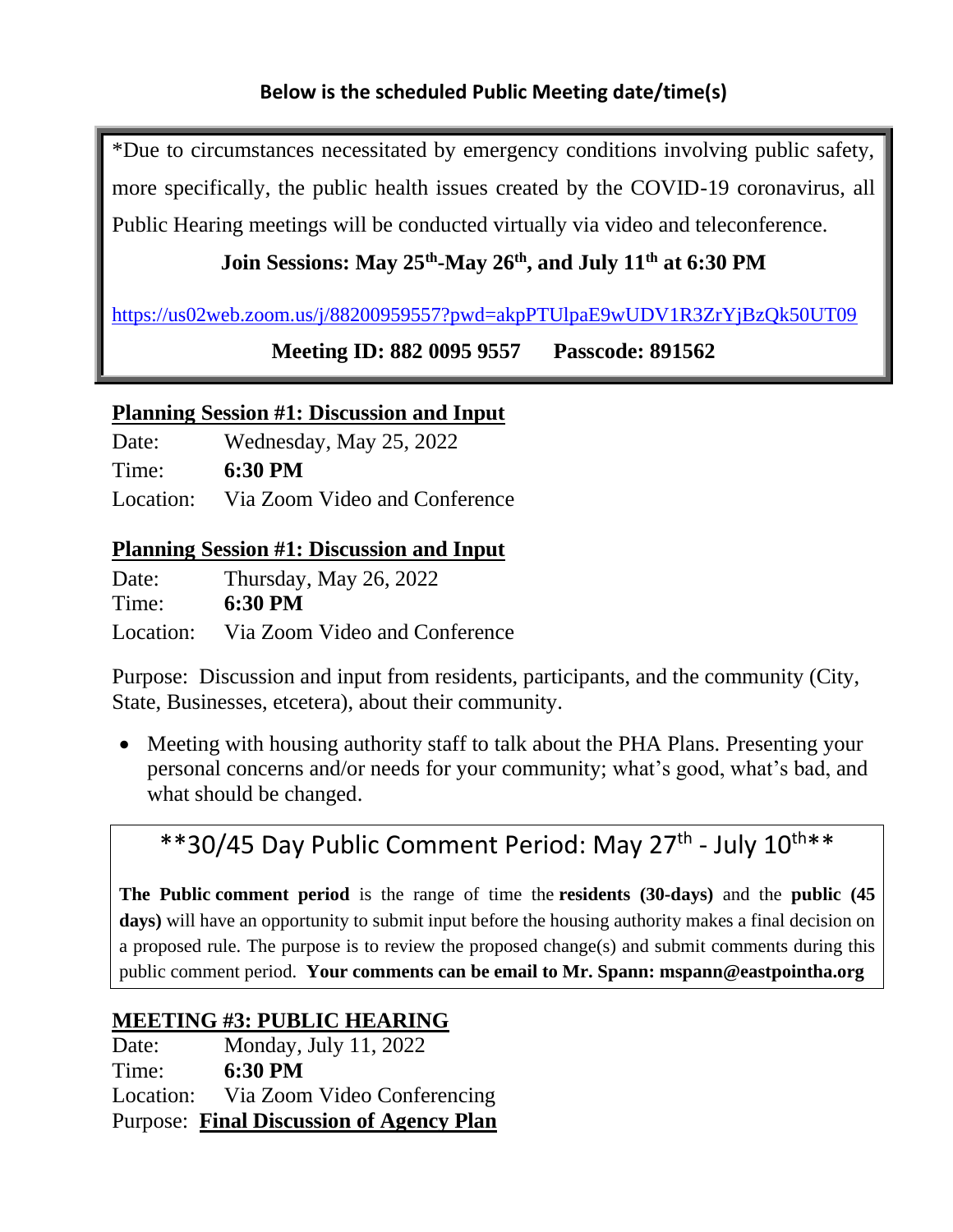**Below is the scheduled Public Meeting date/time(s)**

*Due to circumstances necessitated by emergency conditions involving public safety, more specifically, the public health issues created by the COVID-19 coronavirus, all Public Hearing meetings will be conducted virtually via video and teleconference.

**Join Sessions: May 25th-May 26th, and July 11th at 6:30 PM**

https://us02web.zoom.us/j/88200959557?pwd=akpPTUlpaE9wUDV1R3ZrYjBzQk50UT09

**Meeting ID: 882 0095 9557 Passcode: 891562**

**Planning Session #1: Discussion and Input**

Date: Wednesday, May 25, 2022
Time: **6:30 PM**
Location: Via Zoom Video and Conference

**Planning Session #1: Discussion and Input**

Date: Thursday, May 26, 2022
Time: **6:30 PM**
Location: Via Zoom Video and Conference

Purpose: Discussion and input from residents, participants, and the community (City, State, Businesses, etcetera), about their community.

- Meeting with housing authority staff to talk about the PHA Plans. Presenting your personal concerns and/or needs for your community; what's good, what's bad, and what should be changed.

**30/45 Day Public Comment Period: May 27th - July 10th**

**The Public comment period** is the range of time the **residents (30-days)** and the **public (45 days)** will have an opportunity to submit input before the housing authority makes a final decision on a proposed rule. The purpose is to review the proposed change(s) and submit comments during this public comment period. **Your comments can be email to Mr. Spann: mspann@eastpointha.org**

**MEETING #3: PUBLIC HEARING**

Date: Monday, July 11, 2022
Time: **6:30 PM**
Location: Via Zoom Video Conferencing
Purpose: **Final Discussion of Agency Plan**